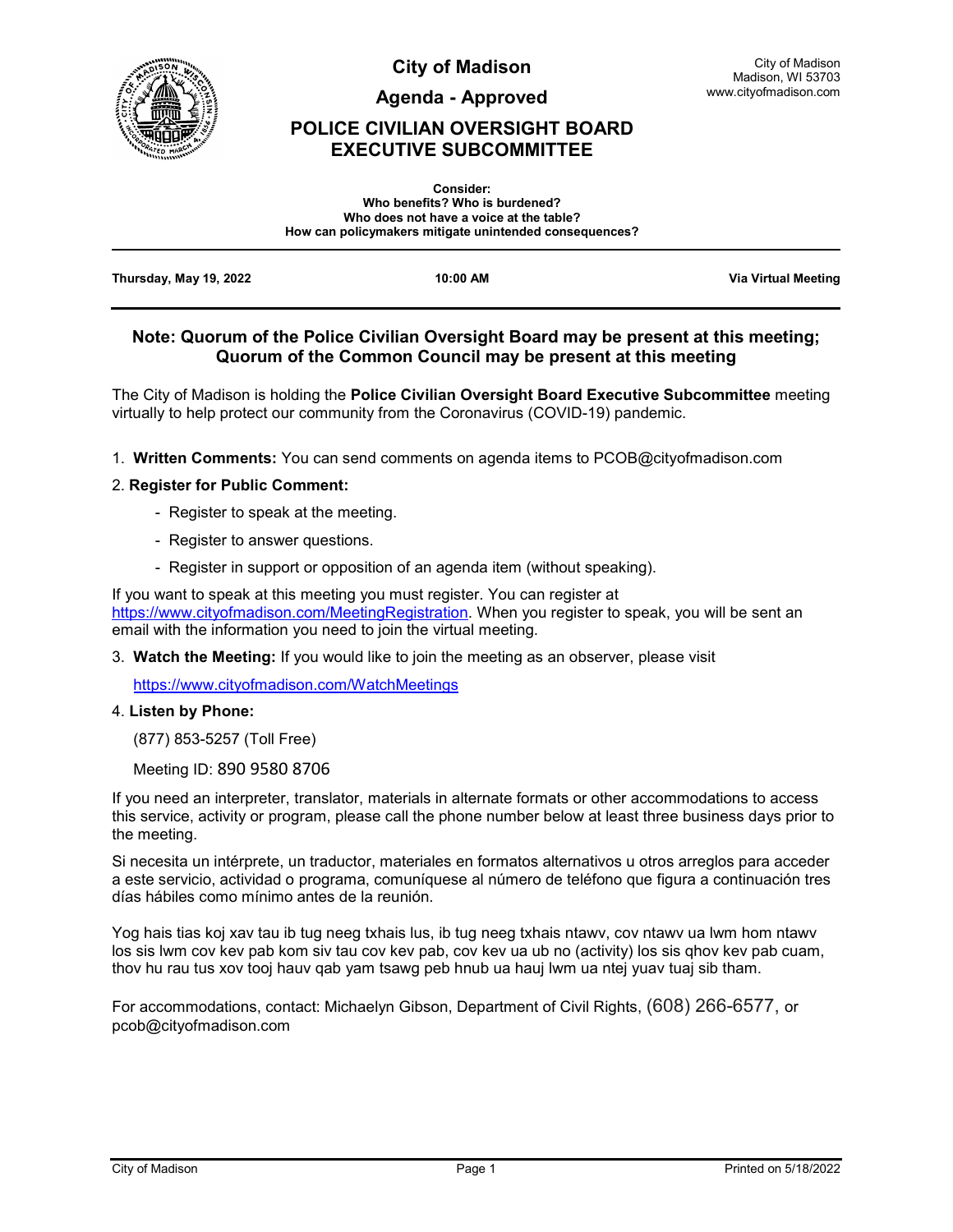# City of Madison

## Agenda - Approved

## POLICE CIVILIAN OVERSIGHT BOARD EXECUTIVE SUBCOMMITTEE

City of Madison
Madison, WI 53703
www.cityofmadison.com

**Consider:**
**Who benefits? Who is burdened?**
**Who does not have a voice at the table?**
**How can policymakers mitigate unintended consequences?**

| **Thursday, May 19, 2022** | **10:00 AM** | **Via Virtual Meeting** |
|---|---|---|

### Note: Quorum of the Police Civilian Oversight Board may be present at this meeting; Quorum of the Common Council may be present at this meeting

The City of Madison is holding the **Police Civilian Oversight Board Executive Subcommittee** meeting virtually to help protect our community from the Coronavirus (COVID-19) pandemic.

1. **Written Comments:** You can send comments on agenda items to PCOB@cityofmadison.com

2. **Register for Public Comment:**
   - Register to speak at the meeting.
   - Register to answer questions.
   - Register in support or opposition of an agenda item (without speaking).

If you want to speak at this meeting you must register. You can register at https://www.cityofmadison.com/MeetingRegistration. When you register to speak, you will be sent an email with the information you need to join the virtual meeting.

3. **Watch the Meeting:** If you would like to join the meeting as an observer, please visit

   https://www.cityofmadison.com/WatchMeetings

4. **Listen by Phone:**

   (877) 853-5257 (Toll Free)

   Meeting ID: 890 9580 8706

If you need an interpreter, translator, materials in alternate formats or other accommodations to access this service, activity or program, please call the phone number below at least three business days prior to the meeting.

Si necesita un intérprete, un traductor, materiales en formatos alternativos u otros arreglos para acceder a este servicio, actividad o programa, comuníquese al número de teléfono que figura a continuación tres días hábiles como mínimo antes de la reunión.

Yog hais tias koj xav tau ib tug neeg txhais lus, ib tug neeg txhais ntawv, cov ntawv ua lwm hom ntawv los sis lwm cov kev pab kom siv tau cov kev pab, cov kev ua ub no (activity) los sis qhov kev pab cuam, thov hu rau tus xov tooj hauv qab yam tsawg peb hnub ua hauj lwm ua ntej yuav tuaj sib tham.

For accommodations, contact: Michaelyn Gibson, Department of Civil Rights, (608) 266-6577, or pcob@cityofmadison.com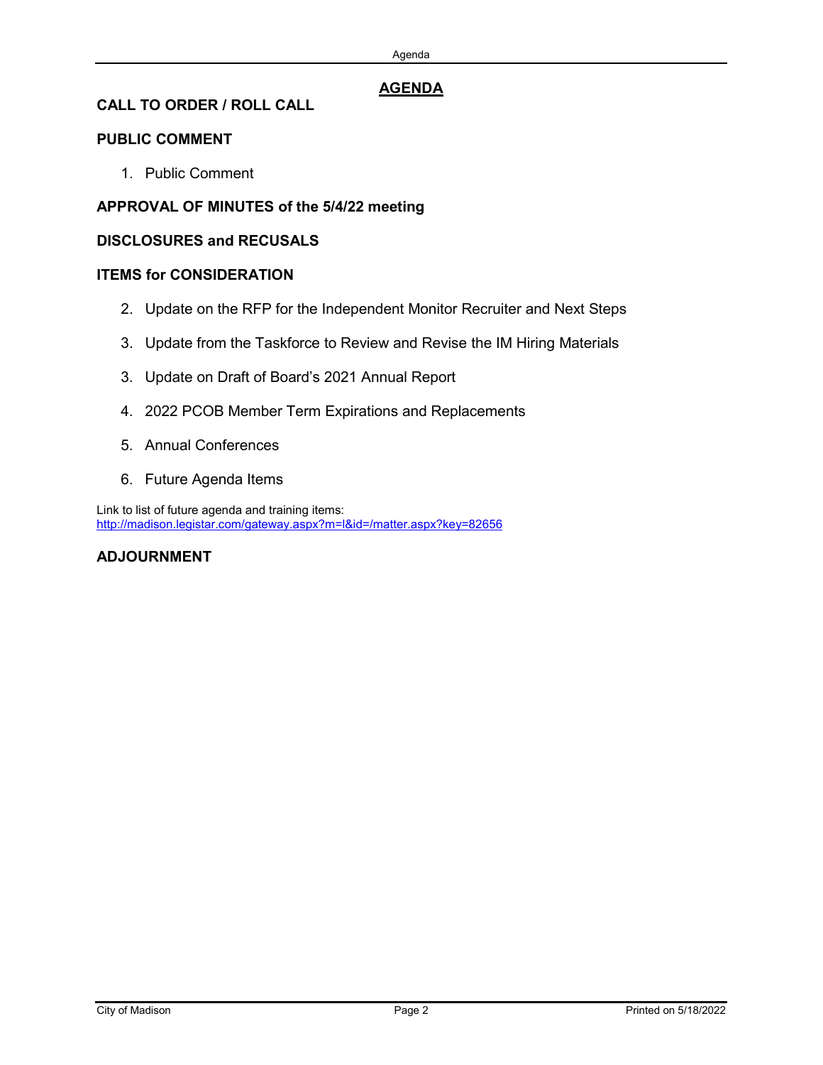## AGENDA

### CALL TO ORDER / ROLL CALL

### PUBLIC COMMENT

1. Public Comment

### APPROVAL OF MINUTES of the 5/4/22 meeting

### DISCLOSURES and RECUSALS

### ITEMS for CONSIDERATION

2. Update on the RFP for the Independent Monitor Recruiter and Next Steps

3. Update from the Taskforce to Review and Revise the IM Hiring Materials

3. Update on Draft of Board's 2021 Annual Report

4. 2022 PCOB Member Term Expirations and Replacements

5. Annual Conferences

6. Future Agenda Items

Link to list of future agenda and training items:
http://madison.legistar.com/gateway.aspx?m=l&id=/matter.aspx?key=82656

### ADJOURNMENT